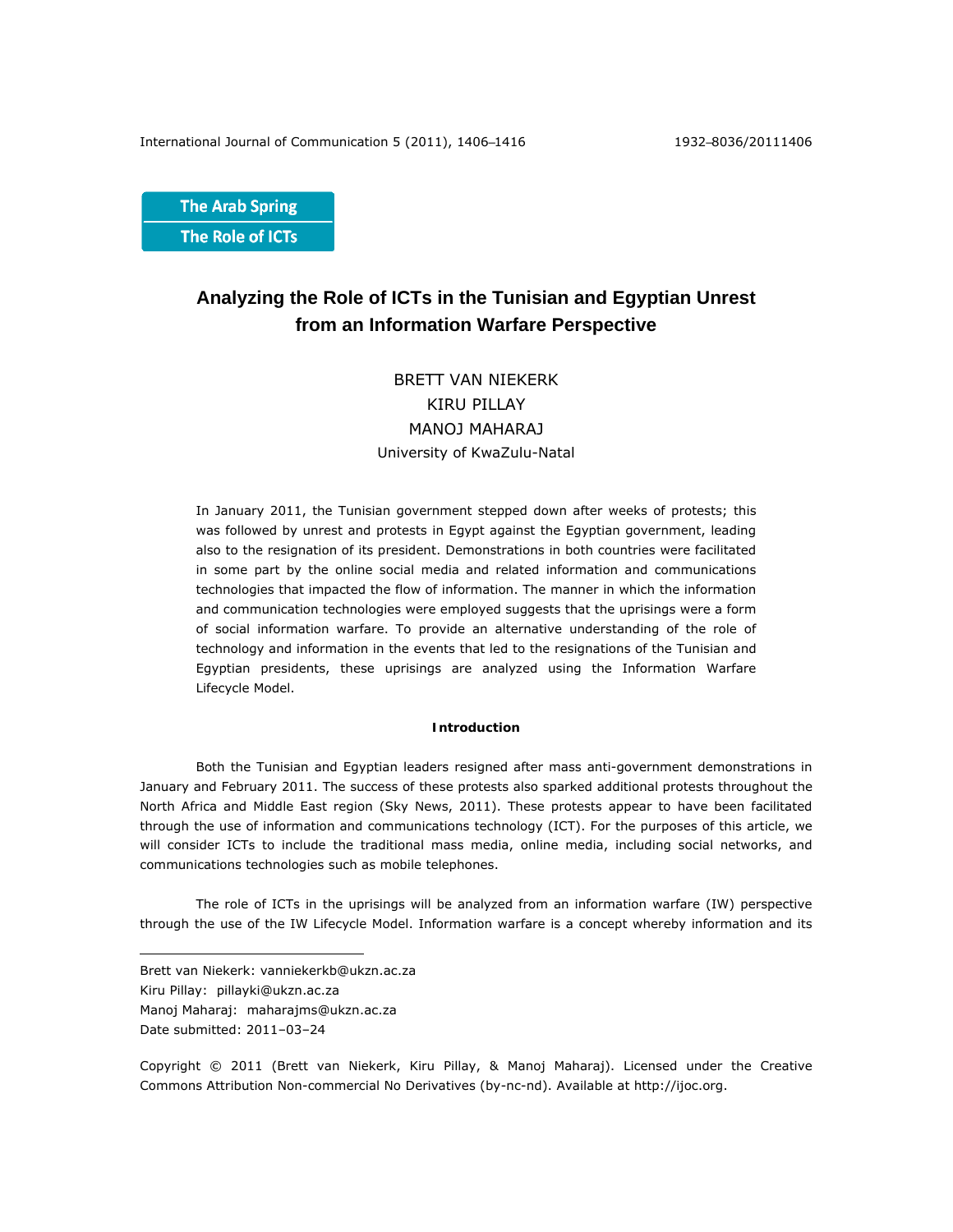The Arab Spring
The Role of ICTs

# Analyzing the Role of ICTs in the Tunisian and Egyptian Unrest from an Information Warfare Perspective

BRETT VAN NIEKERK
KIRU PILLAY
MANOJ MAHARAJ
University of KwaZulu-Natal

In January 2011, the Tunisian government stepped down after weeks of protests; this was followed by unrest and protests in Egypt against the Egyptian government, leading also to the resignation of its president. Demonstrations in both countries were facilitated in some part by the online social media and related information and communications technologies that impacted the flow of information. The manner in which the information and communication technologies were employed suggests that the uprisings were a form of social information warfare. To provide an alternative understanding of the role of technology and information in the events that led to the resignations of the Tunisian and Egyptian presidents, these uprisings are analyzed using the Information Warfare Lifecycle Model.

## Introduction

Both the Tunisian and Egyptian leaders resigned after mass anti-government demonstrations in January and February 2011. The success of these protests also sparked additional protests throughout the North Africa and Middle East region (Sky News, 2011). These protests appear to have been facilitated through the use of information and communications technology (ICT). For the purposes of this article, we will consider ICTs to include the traditional mass media, online media, including social networks, and communications technologies such as mobile telephones.

The role of ICTs in the uprisings will be analyzed from an information warfare (IW) perspective through the use of the IW Lifecycle Model. Information warfare is a concept whereby information and its

---

Brett van Niekerk: vanniekerkb@ukzn.ac.za
Kiru Pillay: pillayki@ukzn.ac.za
Manoj Maharaj: maharajms@ukzn.ac.za
Date submitted: 2011–03–24

Copyright © 2011 (Brett van Niekerk, Kiru Pillay, & Manoj Maharaj). Licensed under the Creative Commons Attribution Non-commercial No Derivatives (by-nc-nd). Available at http://ijoc.org.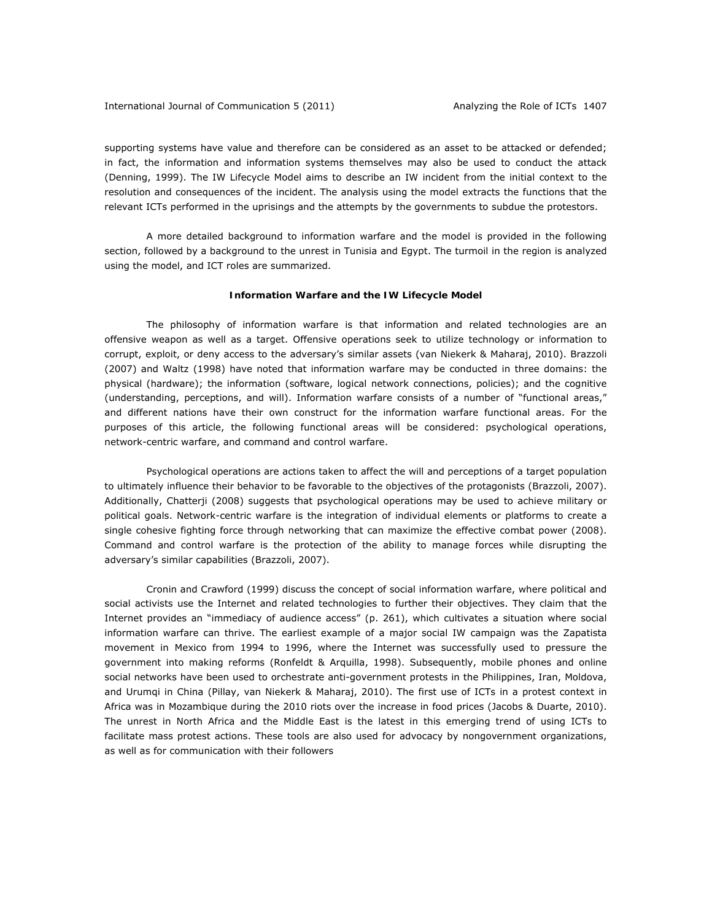supporting systems have value and therefore can be considered as an asset to be attacked or defended; in fact, the information and information systems themselves may also be used to conduct the attack (Denning, 1999). The IW Lifecycle Model aims to describe an IW incident from the initial context to the resolution and consequences of the incident. The analysis using the model extracts the functions that the relevant ICTs performed in the uprisings and the attempts by the governments to subdue the protestors.

A more detailed background to information warfare and the model is provided in the following section, followed by a background to the unrest in Tunisia and Egypt. The turmoil in the region is analyzed using the model, and ICT roles are summarized.

## Information Warfare and the IW Lifecycle Model

The philosophy of information warfare is that information and related technologies are an offensive weapon as well as a target. Offensive operations seek to utilize technology or information to corrupt, exploit, or deny access to the adversary's similar assets (van Niekerk & Maharaj, 2010). Brazzoli (2007) and Waltz (1998) have noted that information warfare may be conducted in three domains: the physical (hardware); the information (software, logical network connections, policies); and the cognitive (understanding, perceptions, and will). Information warfare consists of a number of "functional areas," and different nations have their own construct for the information warfare functional areas. For the purposes of this article, the following functional areas will be considered: psychological operations, network-centric warfare, and command and control warfare.

Psychological operations are actions taken to affect the will and perceptions of a target population to ultimately influence their behavior to be favorable to the objectives of the protagonists (Brazzoli, 2007). Additionally, Chatterji (2008) suggests that psychological operations may be used to achieve military or political goals. Network-centric warfare is the integration of individual elements or platforms to create a single cohesive fighting force through networking that can maximize the effective combat power (2008). Command and control warfare is the protection of the ability to manage forces while disrupting the adversary's similar capabilities (Brazzoli, 2007).

Cronin and Crawford (1999) discuss the concept of social information warfare, where political and social activists use the Internet and related technologies to further their objectives. They claim that the Internet provides an "immediacy of audience access" (p. 261), which cultivates a situation where social information warfare can thrive. The earliest example of a major social IW campaign was the Zapatista movement in Mexico from 1994 to 1996, where the Internet was successfully used to pressure the government into making reforms (Ronfeldt & Arquilla, 1998). Subsequently, mobile phones and online social networks have been used to orchestrate anti-government protests in the Philippines, Iran, Moldova, and Urumqi in China (Pillay, van Niekerk & Maharaj, 2010). The first use of ICTs in a protest context in Africa was in Mozambique during the 2010 riots over the increase in food prices (Jacobs & Duarte, 2010). The unrest in North Africa and the Middle East is the latest in this emerging trend of using ICTs to facilitate mass protest actions. These tools are also used for advocacy by nongovernment organizations, as well as for communication with their followers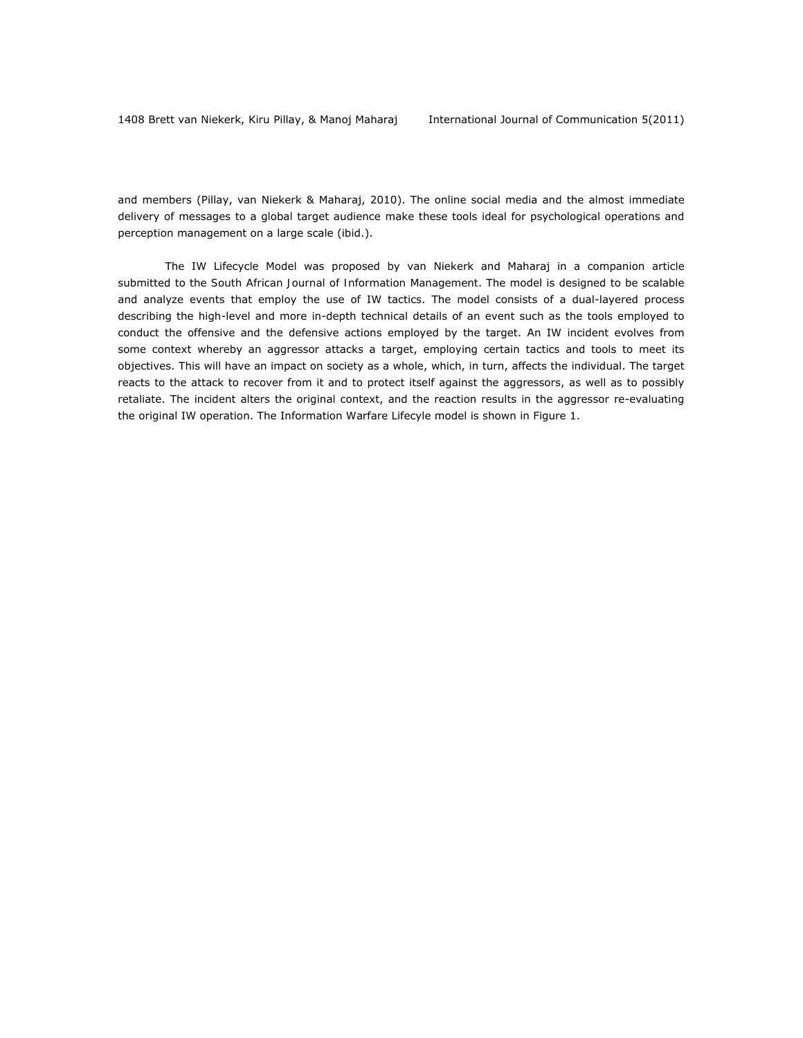and members (Pillay, van Niekerk & Maharaj, 2010). The online social media and the almost immediate delivery of messages to a global target audience make these tools ideal for psychological operations and perception management on a large scale (ibid.).

The IW Lifecycle Model was proposed by van Niekerk and Maharaj in a companion article submitted to the South African Journal of Information Management. The model is designed to be scalable and analyze events that employ the use of IW tactics. The model consists of a dual-layered process describing the high-level and more in-depth technical details of an event such as the tools employed to conduct the offensive and the defensive actions employed by the target. An IW incident evolves from some context whereby an aggressor attacks a target, employing certain tactics and tools to meet its objectives. This will have an impact on society as a whole, which, in turn, affects the individual. The target reacts to the attack to recover from it and to protect itself against the aggressors, as well as to possibly retaliate. The incident alters the original context, and the reaction results in the aggressor re-evaluating the original IW operation. The Information Warfare Lifecyle model is shown in Figure 1.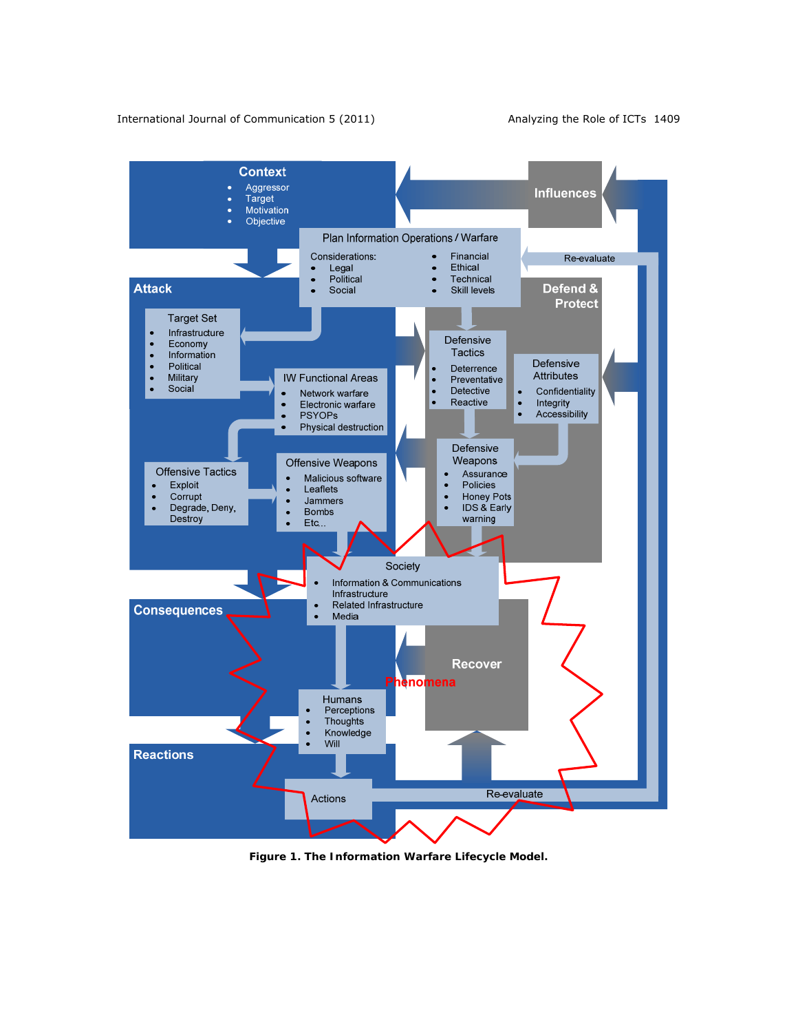Context

- Aggressor
- Target
- Motivation
- Objective

Influences

Plan Information Operations / Warfare

Considerations:

- Legal
- Political
- Social
- Financial
- Ethical
- Technical
- Skill levels

Re-evaluate

Attack

Defend & Protect

Target Set

- Infrastructure
- Economy
- Information
- Political
- Military
- Social

IW Functional Areas

- Network warfare
- Electronic warfare
- PSYOPs
- Physical destruction

Defensive Tactics

- Deterrence
- Preventative
- Detective
- Reactive

Defensive Attributes

- Confidentiality
- Integrity
- Accessibility

Offensive Tactics

- Exploit
- Corrupt
- Degrade, Deny, Destroy

Offensive Weapons

- Malicious software
- Leaflets
- Jammers
- Bombs
- Etc…

Defensive Weapons

- Assurance
- Policies
- Honey Pots
- IDS & Early warning

Society

- Information & Communications Infrastructure
- Related Infrastructure
- Media

Consequences

Recover

Phenomena

Humans

- Perceptions
- Thoughts
- Knowledge
- Will

Reactions

Actions

Re-evaluate

**Figure 1. The Information Warfare Lifecycle Model.**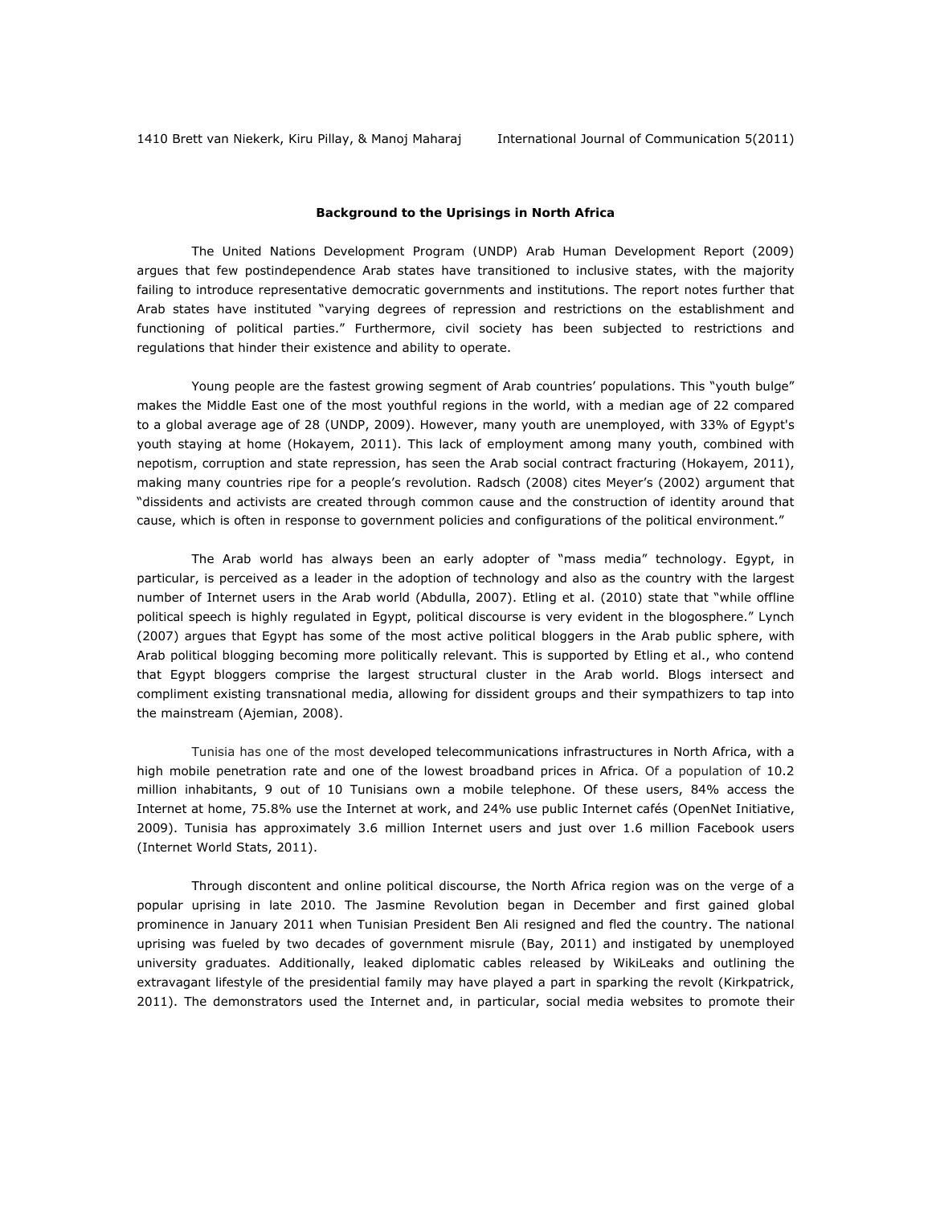### Background to the Uprisings in North Africa

The United Nations Development Program (UNDP) Arab Human Development Report (2009) argues that few postindependence Arab states have transitioned to inclusive states, with the majority failing to introduce representative democratic governments and institutions. The report notes further that Arab states have instituted "varying degrees of repression and restrictions on the establishment and functioning of political parties." Furthermore, civil society has been subjected to restrictions and regulations that hinder their existence and ability to operate.

Young people are the fastest growing segment of Arab countries' populations. This "youth bulge" makes the Middle East one of the most youthful regions in the world, with a median age of 22 compared to a global average age of 28 (UNDP, 2009). However, many youth are unemployed, with 33% of Egypt's youth staying at home (Hokayem, 2011). This lack of employment among many youth, combined with nepotism, corruption and state repression, has seen the Arab social contract fracturing (Hokayem, 2011), making many countries ripe for a people's revolution. Radsch (2008) cites Meyer's (2002) argument that "dissidents and activists are created through common cause and the construction of identity around that cause, which is often in response to government policies and configurations of the political environment."

The Arab world has always been an early adopter of "mass media" technology. Egypt, in particular, is perceived as a leader in the adoption of technology and also as the country with the largest number of Internet users in the Arab world (Abdulla, 2007). Etling et al. (2010) state that "while offline political speech is highly regulated in Egypt, political discourse is very evident in the blogosphere." Lynch (2007) argues that Egypt has some of the most active political bloggers in the Arab public sphere, with Arab political blogging becoming more politically relevant. This is supported by Etling et al., who contend that Egypt bloggers comprise the largest structural cluster in the Arab world. Blogs intersect and compliment existing transnational media, allowing for dissident groups and their sympathizers to tap into the mainstream (Ajemian, 2008).

Tunisia has one of the most developed telecommunications infrastructures in North Africa, with a high mobile penetration rate and one of the lowest broadband prices in Africa. Of a population of 10.2 million inhabitants, 9 out of 10 Tunisians own a mobile telephone. Of these users, 84% access the Internet at home, 75.8% use the Internet at work, and 24% use public Internet cafés (OpenNet Initiative, 2009). Tunisia has approximately 3.6 million Internet users and just over 1.6 million Facebook users (Internet World Stats, 2011).

Through discontent and online political discourse, the North Africa region was on the verge of a popular uprising in late 2010. The Jasmine Revolution began in December and first gained global prominence in January 2011 when Tunisian President Ben Ali resigned and fled the country. The national uprising was fueled by two decades of government misrule (Bay, 2011) and instigated by unemployed university graduates. Additionally, leaked diplomatic cables released by WikiLeaks and outlining the extravagant lifestyle of the presidential family may have played a part in sparking the revolt (Kirkpatrick, 2011). The demonstrators used the Internet and, in particular, social media websites to promote their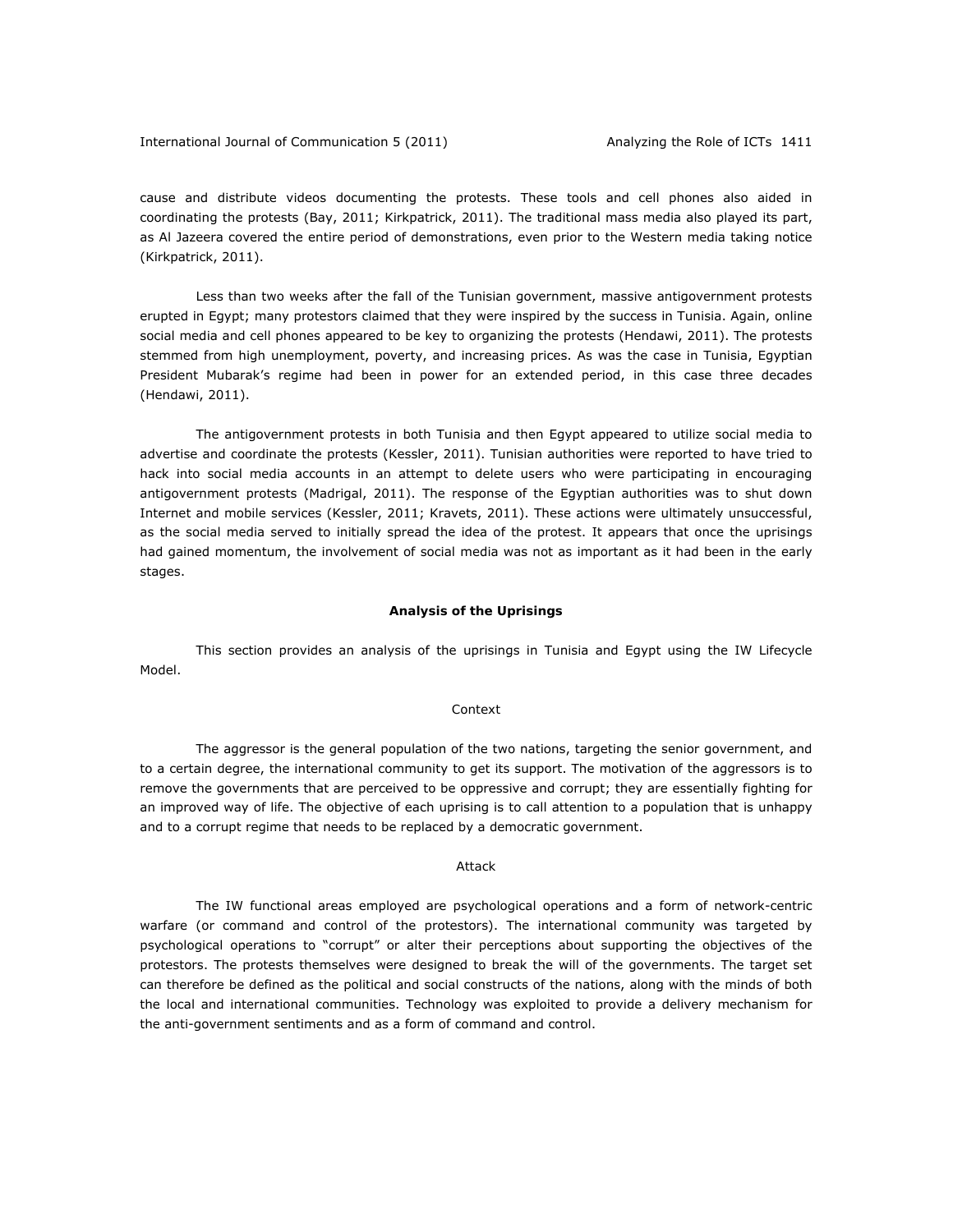cause and distribute videos documenting the protests. These tools and cell phones also aided in coordinating the protests (Bay, 2011; Kirkpatrick, 2011). The traditional mass media also played its part, as Al Jazeera covered the entire period of demonstrations, even prior to the Western media taking notice (Kirkpatrick, 2011).

Less than two weeks after the fall of the Tunisian government, massive antigovernment protests erupted in Egypt; many protestors claimed that they were inspired by the success in Tunisia. Again, online social media and cell phones appeared to be key to organizing the protests (Hendawi, 2011). The protests stemmed from high unemployment, poverty, and increasing prices. As was the case in Tunisia, Egyptian President Mubarak's regime had been in power for an extended period, in this case three decades (Hendawi, 2011).

The antigovernment protests in both Tunisia and then Egypt appeared to utilize social media to advertise and coordinate the protests (Kessler, 2011). Tunisian authorities were reported to have tried to hack into social media accounts in an attempt to delete users who were participating in encouraging antigovernment protests (Madrigal, 2011). The response of the Egyptian authorities was to shut down Internet and mobile services (Kessler, 2011; Kravets, 2011). These actions were ultimately unsuccessful, as the social media served to initially spread the idea of the protest. It appears that once the uprisings had gained momentum, the involvement of social media was not as important as it had been in the early stages.

## Analysis of the Uprisings

This section provides an analysis of the uprisings in Tunisia and Egypt using the IW Lifecycle Model.

### Context

The aggressor is the general population of the two nations, targeting the senior government, and to a certain degree, the international community to get its support. The motivation of the aggressors is to remove the governments that are perceived to be oppressive and corrupt; they are essentially fighting for an improved way of life. The objective of each uprising is to call attention to a population that is unhappy and to a corrupt regime that needs to be replaced by a democratic government.

### Attack

The IW functional areas employed are psychological operations and a form of network-centric warfare (or command and control of the protestors). The international community was targeted by psychological operations to "corrupt" or alter their perceptions about supporting the objectives of the protestors. The protests themselves were designed to break the will of the governments. The target set can therefore be defined as the political and social constructs of the nations, along with the minds of both the local and international communities. Technology was exploited to provide a delivery mechanism for the anti-government sentiments and as a form of command and control.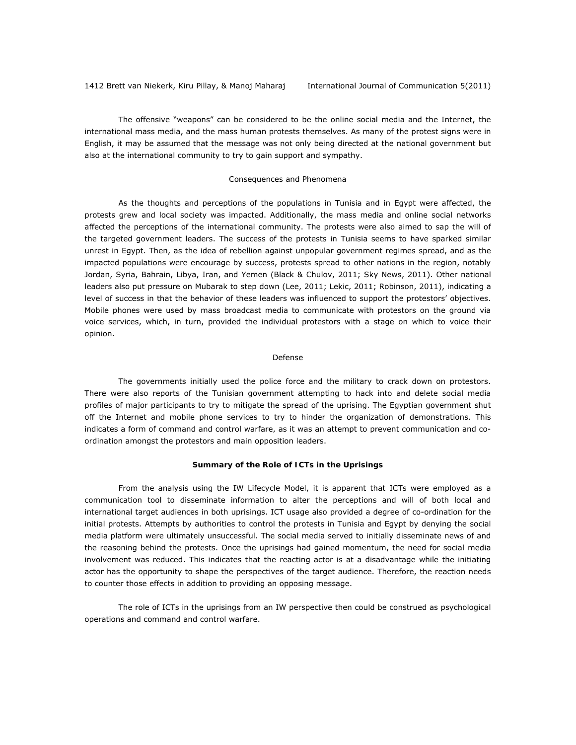The offensive "weapons" can be considered to be the online social media and the Internet, the international mass media, and the mass human protests themselves. As many of the protest signs were in English, it may be assumed that the message was not only being directed at the national government but also at the international community to try to gain support and sympathy.

#### Consequences and Phenomena

As the thoughts and perceptions of the populations in Tunisia and in Egypt were affected, the protests grew and local society was impacted. Additionally, the mass media and online social networks affected the perceptions of the international community. The protests were also aimed to sap the will of the targeted government leaders. The success of the protests in Tunisia seems to have sparked similar unrest in Egypt. Then, as the idea of rebellion against unpopular government regimes spread, and as the impacted populations were encourage by success, protests spread to other nations in the region, notably Jordan, Syria, Bahrain, Libya, Iran, and Yemen (Black & Chulov, 2011; Sky News, 2011). Other national leaders also put pressure on Mubarak to step down (Lee, 2011; Lekic, 2011; Robinson, 2011), indicating a level of success in that the behavior of these leaders was influenced to support the protestors' objectives. Mobile phones were used by mass broadcast media to communicate with protestors on the ground via voice services, which, in turn, provided the individual protestors with a stage on which to voice their opinion.

#### Defense

The governments initially used the police force and the military to crack down on protestors. There were also reports of the Tunisian government attempting to hack into and delete social media profiles of major participants to try to mitigate the spread of the uprising. The Egyptian government shut off the Internet and mobile phone services to try to hinder the organization of demonstrations. This indicates a form of command and control warfare, as it was an attempt to prevent communication and co-ordination amongst the protestors and main opposition leaders.

### Summary of the Role of ICTs in the Uprisings

From the analysis using the IW Lifecycle Model, it is apparent that ICTs were employed as a communication tool to disseminate information to alter the perceptions and will of both local and international target audiences in both uprisings. ICT usage also provided a degree of co-ordination for the initial protests. Attempts by authorities to control the protests in Tunisia and Egypt by denying the social media platform were ultimately unsuccessful. The social media served to initially disseminate news of and the reasoning behind the protests. Once the uprisings had gained momentum, the need for social media involvement was reduced. This indicates that the reacting actor is at a disadvantage while the initiating actor has the opportunity to shape the perspectives of the target audience. Therefore, the reaction needs to counter those effects in addition to providing an opposing message.

The role of ICTs in the uprisings from an IW perspective then could be construed as psychological operations and command and control warfare.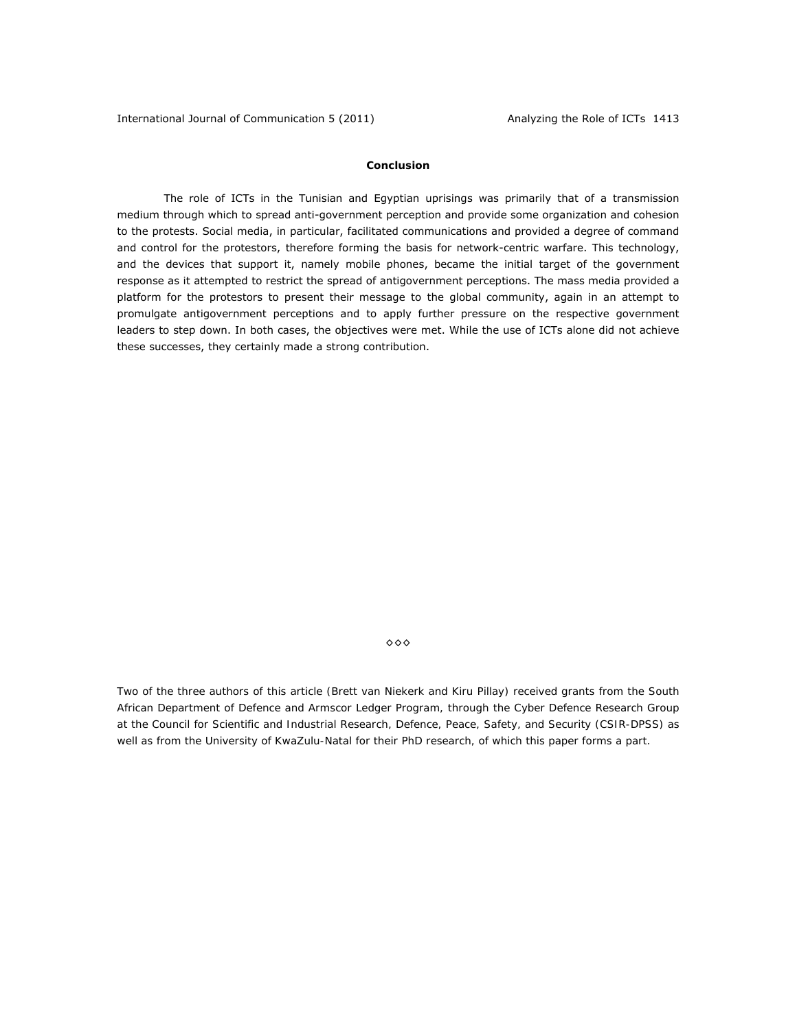## Conclusion

The role of ICTs in the Tunisian and Egyptian uprisings was primarily that of a transmission medium through which to spread anti-government perception and provide some organization and cohesion to the protests. Social media, in particular, facilitated communications and provided a degree of command and control for the protestors, therefore forming the basis for network-centric warfare. This technology, and the devices that support it, namely mobile phones, became the initial target of the government response as it attempted to restrict the spread of antigovernment perceptions. The mass media provided a platform for the protestors to present their message to the global community, again in an attempt to promulgate antigovernment perceptions and to apply further pressure on the respective government leaders to step down. In both cases, the objectives were met. While the use of ICTs alone did not achieve these successes, they certainly made a strong contribution.

◇◇◇

*Two of the three authors of this article (Brett van Niekerk and Kiru Pillay) received grants from the South African Department of Defence and Armscor Ledger Program, through the Cyber Defence Research Group at the Council for Scientific and Industrial Research, Defence, Peace, Safety, and Security (CSIR-DPSS) as well as from the University of KwaZulu-Natal for their PhD research, of which this paper forms a part.*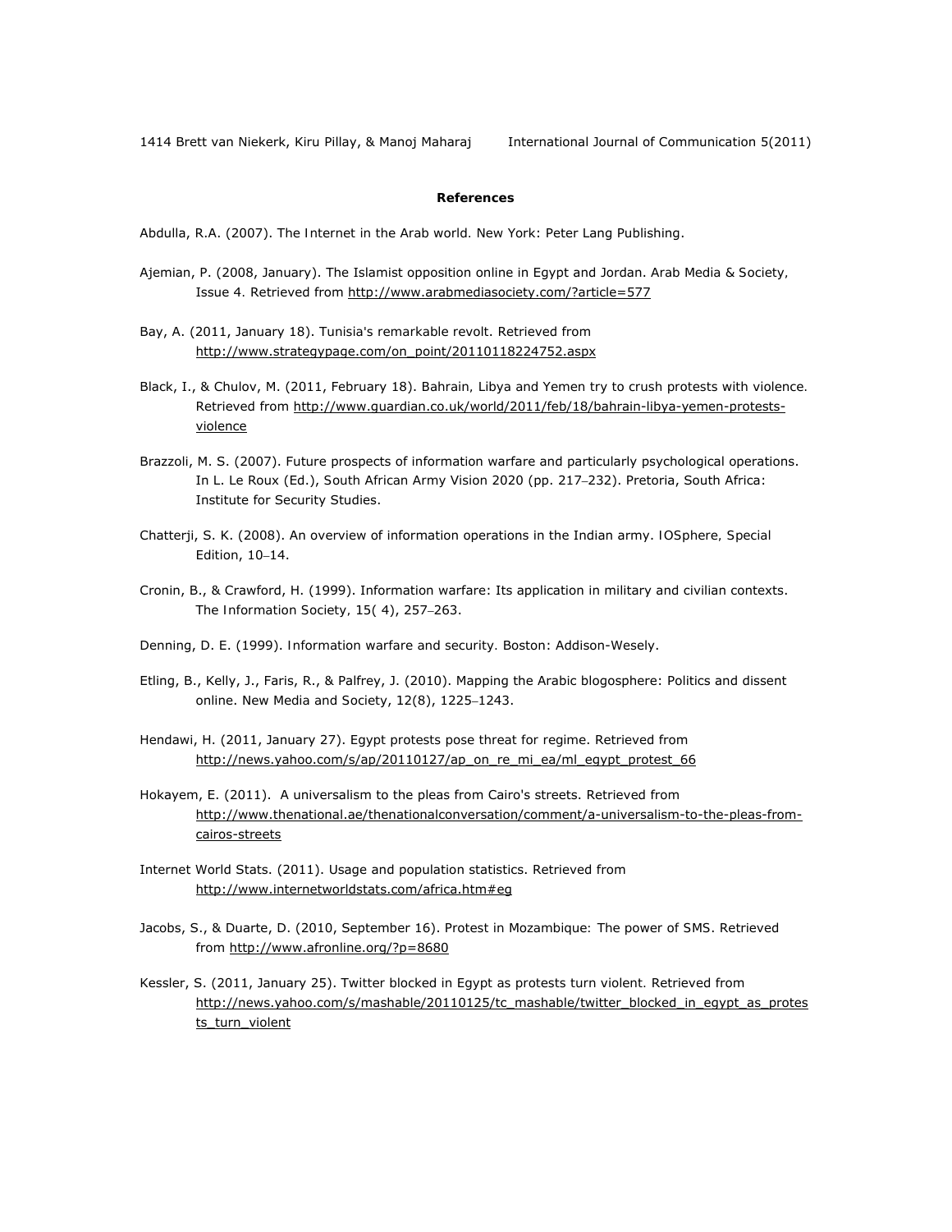**References**

Abdulla, R.A. (2007). *The Internet in the Arab world*. New York: Peter Lang Publishing.

Ajemian, P. (2008, January). The Islamist opposition online in Egypt and Jordan. *Arab Media & Society, Issue 4*. Retrieved from http://www.arabmediasociety.com/?article=577

Bay, A. (2011, January 18). Tunisia's remarkable revolt. Retrieved from http://www.strategypage.com/on_point/20110118224752.aspx

Black, I., & Chulov, M. (2011, February 18). Bahrain, Libya and Yemen try to crush protests with violence. Retrieved from http://www.guardian.co.uk/world/2011/feb/18/bahrain-libya-yemen-protests-violence

Brazzoli, M. S. (2007). Future prospects of information warfare and particularly psychological operations. In L. Le Roux (Ed.), *South African Army Vision 2020* (pp. 217–232). Pretoria, South Africa: Institute for Security Studies.

Chatterji, S. K. (2008). An overview of information operations in the Indian army. *IOSphere, Special Edition*, 10–14.

Cronin, B., & Crawford, H. (1999). Information warfare: Its application in military and civilian contexts. *The Information Society*, 15( 4), 257–263.

Denning, D. E. (1999). *Information warfare and security*. Boston: Addison-Wesely.

Etling, B., Kelly, J., Faris, R., & Palfrey, J. (2010). Mapping the Arabic blogosphere: Politics and dissent online. *New Media and Society*, 12(8), 1225–1243.

Hendawi, H. (2011, January 27). Egypt protests pose threat for regime. Retrieved from http://news.yahoo.com/s/ap/20110127/ap_on_re_mi_ea/ml_egypt_protest_66

Hokayem, E. (2011). A universalism to the pleas from Cairo's streets. Retrieved from http://www.thenational.ae/thenationalconversation/comment/a-universalism-to-the-pleas-from-cairos-streets

Internet World Stats. (2011). Usage and population statistics. Retrieved from http://www.internetworldstats.com/africa.htm#eg

Jacobs, S., & Duarte, D. (2010, September 16). Protest in Mozambique: The power of SMS. Retrieved from http://www.afronline.org/?p=8680

Kessler, S. (2011, January 25). Twitter blocked in Egypt as protests turn violent. Retrieved from http://news.yahoo.com/s/mashable/20110125/tc_mashable/twitter_blocked_in_egypt_as_protests_turn_violent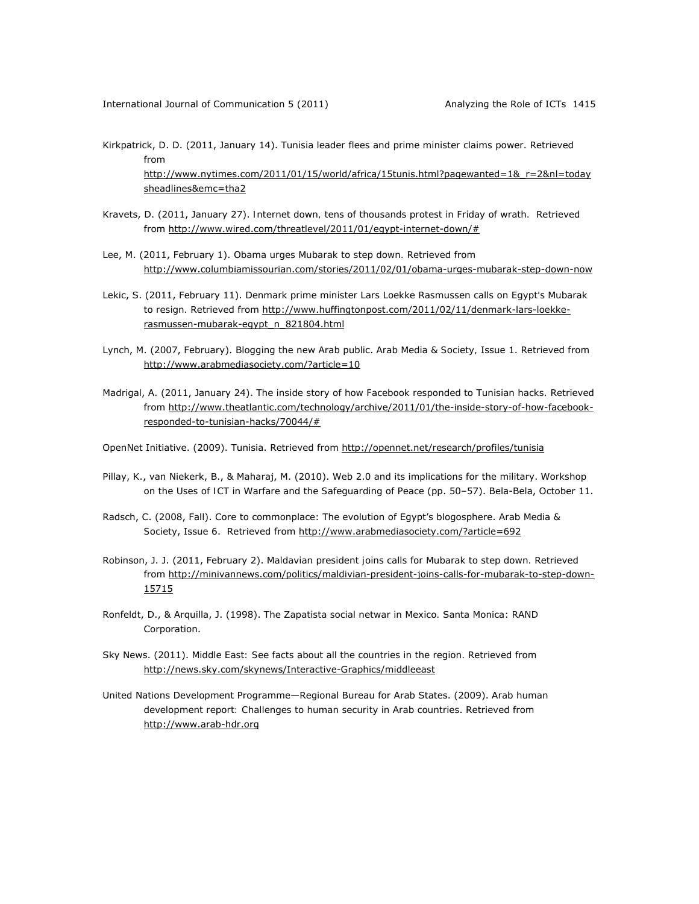Kirkpatrick, D. D. (2011, January 14). Tunisia leader flees and prime minister claims power. Retrieved from http://www.nytimes.com/2011/01/15/world/africa/15tunis.html?pagewanted=1&_r=2&nl=todaysheadlines&emc=tha2

Kravets, D. (2011, January 27). Internet down, tens of thousands protest in Friday of wrath. Retrieved from http://www.wired.com/threatlevel/2011/01/egypt-internet-down/#

Lee, M. (2011, February 1). Obama urges Mubarak to step down. Retrieved from http://www.columbiamissourian.com/stories/2011/02/01/obama-urges-mubarak-step-down-now

Lekic, S. (2011, February 11). Denmark prime minister Lars Loekke Rasmussen calls on Egypt's Mubarak to resign. Retrieved from http://www.huffingtonpost.com/2011/02/11/denmark-lars-loekke-rasmussen-mubarak-egypt_n_821804.html

Lynch, M. (2007, February). Blogging the new Arab public. *Arab Media & Society*, Issue 1. Retrieved from http://www.arabmediasociety.com/?article=10

Madrigal, A. (2011, January 24). The inside story of how Facebook responded to Tunisian hacks. Retrieved from http://www.theatlantic.com/technology/archive/2011/01/the-inside-story-of-how-facebook-responded-to-tunisian-hacks/70044/#

OpenNet Initiative. (2009). Tunisia. Retrieved from http://opennet.net/research/profiles/tunisia

Pillay, K., van Niekerk, B., & Maharaj, M. (2010). Web 2.0 and its implications for the military. Workshop on the Uses of ICT in Warfare and the Safeguarding of Peace (pp. 50–57). Bela-Bela, October 11.

Radsch, C. (2008, Fall). Core to commonplace: The evolution of Egypt's blogosphere. *Arab Media & Society*, Issue 6. Retrieved from http://www.arabmediasociety.com/?article=692

Robinson, J. J. (2011, February 2). Maldavian president joins calls for Mubarak to step down. Retrieved from http://minivannews.com/politics/maldivian-president-joins-calls-for-mubarak-to-step-down-15715

Ronfeldt, D., & Arquilla, J. (1998). *The Zapatista social netwar in Mexico*. Santa Monica: RAND Corporation.

Sky News. (2011). Middle East: See facts about all the countries in the region. Retrieved from http://news.sky.com/skynews/Interactive-Graphics/middleeast

United Nations Development Programme—Regional Bureau for Arab States. (2009). Arab human development report: Challenges to human security in Arab countries. Retrieved from http://www.arab-hdr.org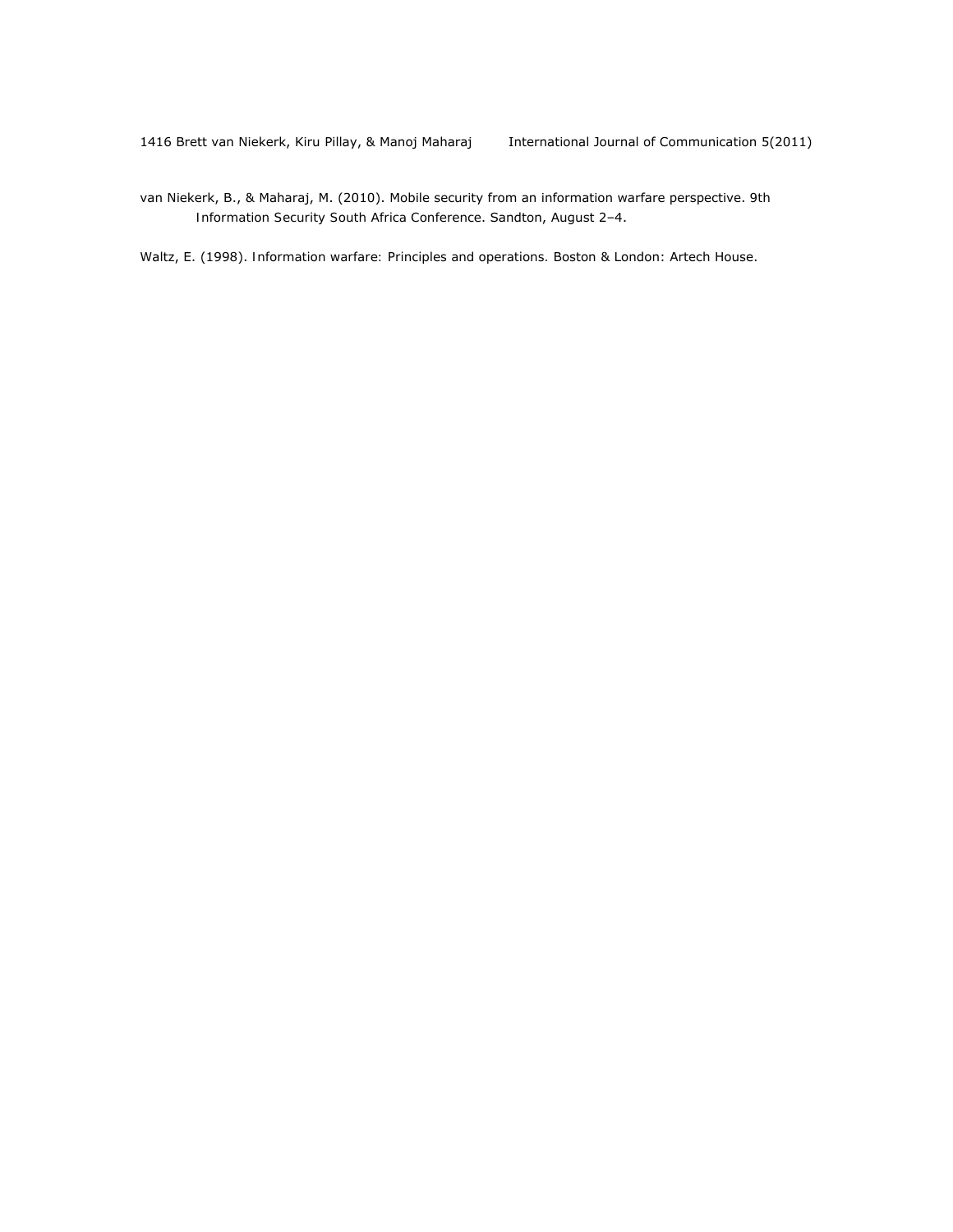van Niekerk, B., & Maharaj, M. (2010). Mobile security from an information warfare perspective. 9th Information Security South Africa Conference. Sandton, August 2–4.

Waltz, E. (1998). *Information warfare: Principles and operations.* Boston & London: Artech House.